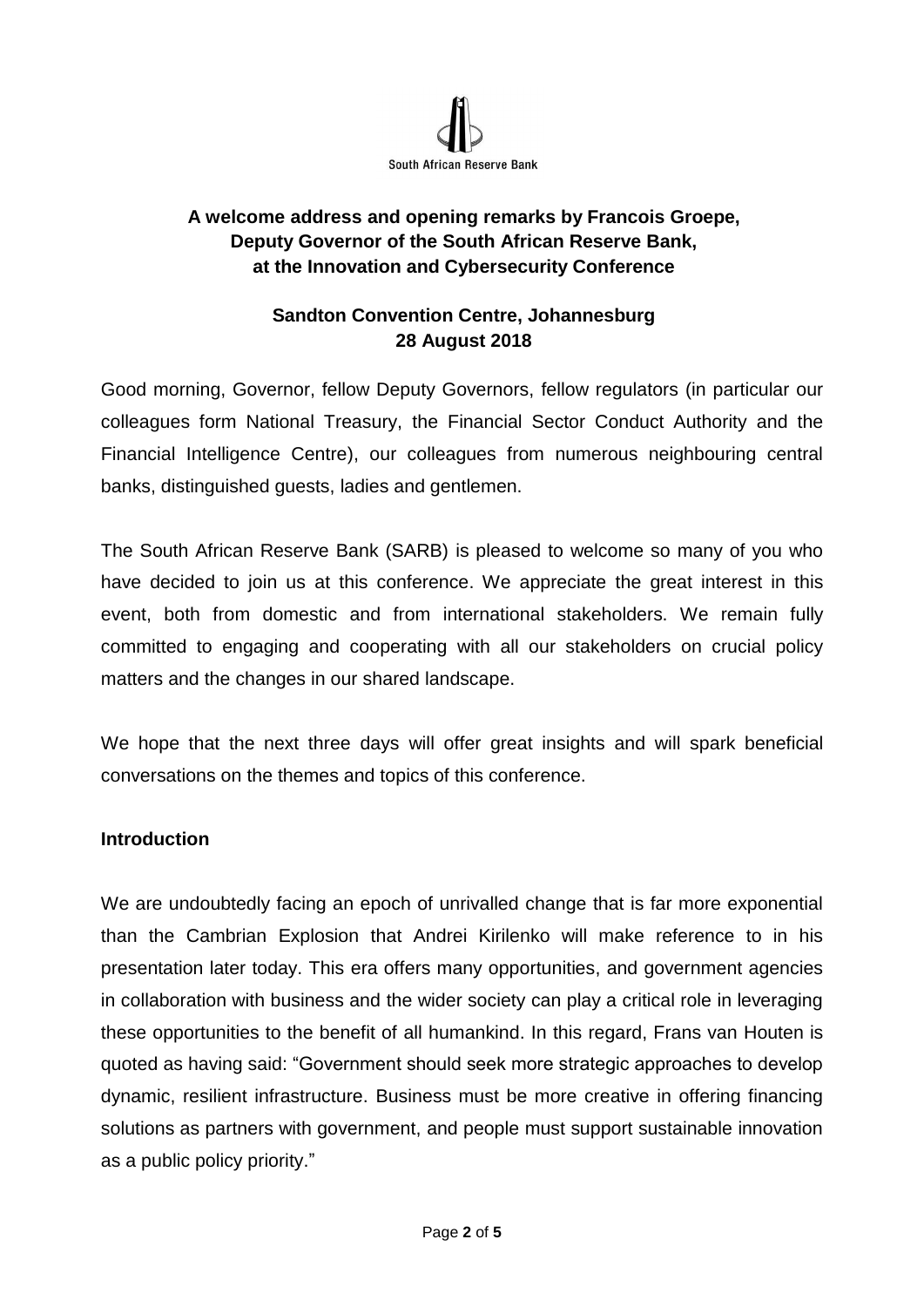South African Reserve Bank

**A welcome address and opening remarks by Francois Groepe, Deputy Governor of the South African Reserve Bank, at the Innovation and Cybersecurity Conference**

**Sandton Convention Centre, Johannesburg**
**28 August 2018**

Good morning, Governor, fellow Deputy Governors, fellow regulators (in particular our colleagues form National Treasury, the Financial Sector Conduct Authority and the Financial Intelligence Centre), our colleagues from numerous neighbouring central banks, distinguished guests, ladies and gentlemen.

The South African Reserve Bank (SARB) is pleased to welcome so many of you who have decided to join us at this conference. We appreciate the great interest in this event, both from domestic and from international stakeholders. We remain fully committed to engaging and cooperating with all our stakeholders on crucial policy matters and the changes in our shared landscape.

We hope that the next three days will offer great insights and will spark beneficial conversations on the themes and topics of this conference.

**Introduction**

We are undoubtedly facing an epoch of unrivalled change that is far more exponential than the Cambrian Explosion that Andrei Kirilenko will make reference to in his presentation later today. This era offers many opportunities, and government agencies in collaboration with business and the wider society can play a critical role in leveraging these opportunities to the benefit of all humankind. In this regard, Frans van Houten is quoted as having said: "Government should seek more strategic approaches to develop dynamic, resilient infrastructure. Business must be more creative in offering financing solutions as partners with government, and people must support sustainable innovation as a public policy priority."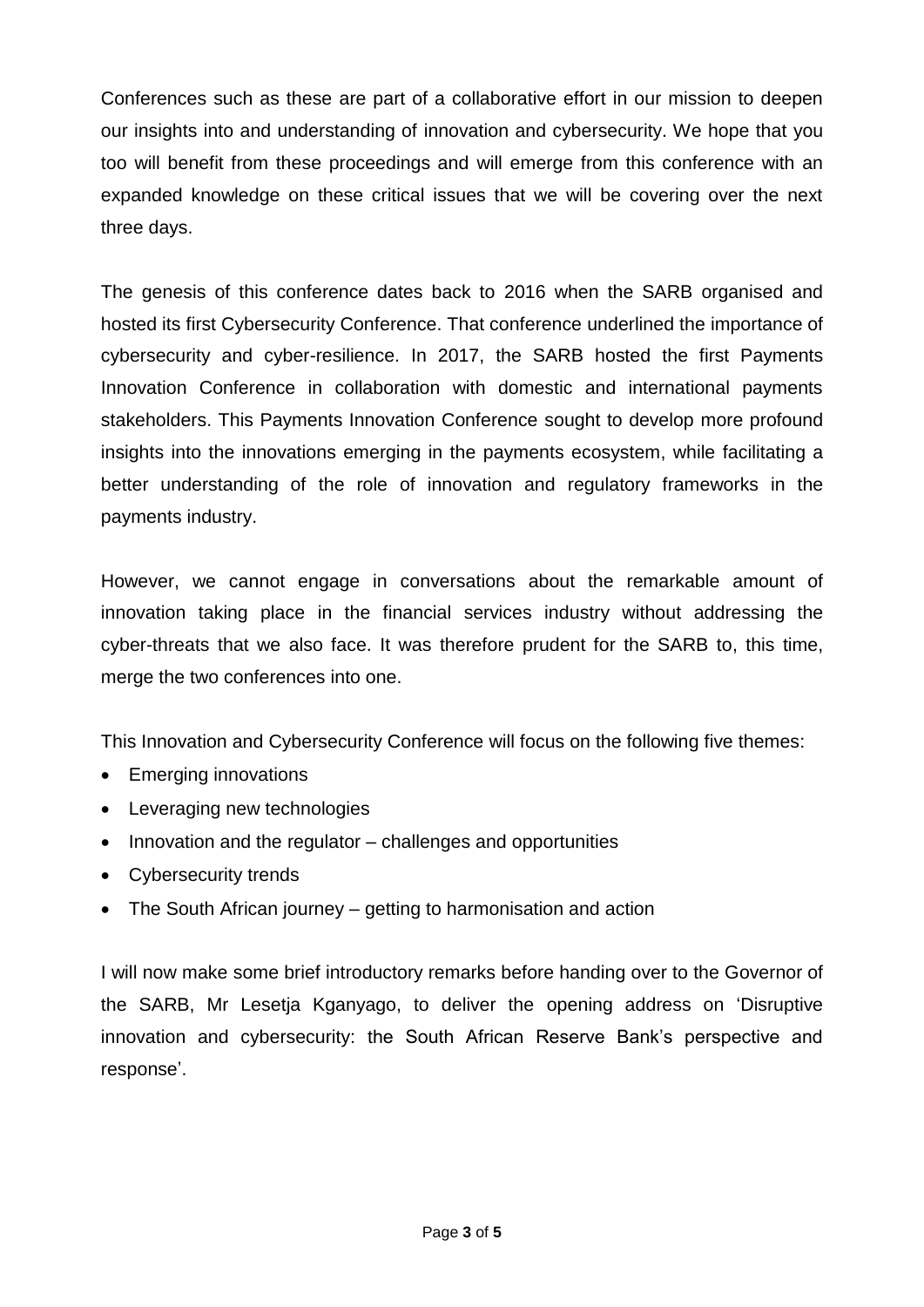Conferences such as these are part of a collaborative effort in our mission to deepen our insights into and understanding of innovation and cybersecurity. We hope that you too will benefit from these proceedings and will emerge from this conference with an expanded knowledge on these critical issues that we will be covering over the next three days.

The genesis of this conference dates back to 2016 when the SARB organised and hosted its first Cybersecurity Conference. That conference underlined the importance of cybersecurity and cyber-resilience. In 2017, the SARB hosted the first Payments Innovation Conference in collaboration with domestic and international payments stakeholders. This Payments Innovation Conference sought to develop more profound insights into the innovations emerging in the payments ecosystem, while facilitating a better understanding of the role of innovation and regulatory frameworks in the payments industry.

However, we cannot engage in conversations about the remarkable amount of innovation taking place in the financial services industry without addressing the cyber-threats that we also face. It was therefore prudent for the SARB to, this time, merge the two conferences into one.

This Innovation and Cybersecurity Conference will focus on the following five themes:

- Emerging innovations
- Leveraging new technologies
- Innovation and the regulator – challenges and opportunities
- Cybersecurity trends
- The South African journey – getting to harmonisation and action

I will now make some brief introductory remarks before handing over to the Governor of the SARB, Mr Lesetja Kganyago, to deliver the opening address on 'Disruptive innovation and cybersecurity: the South African Reserve Bank's perspective and response'.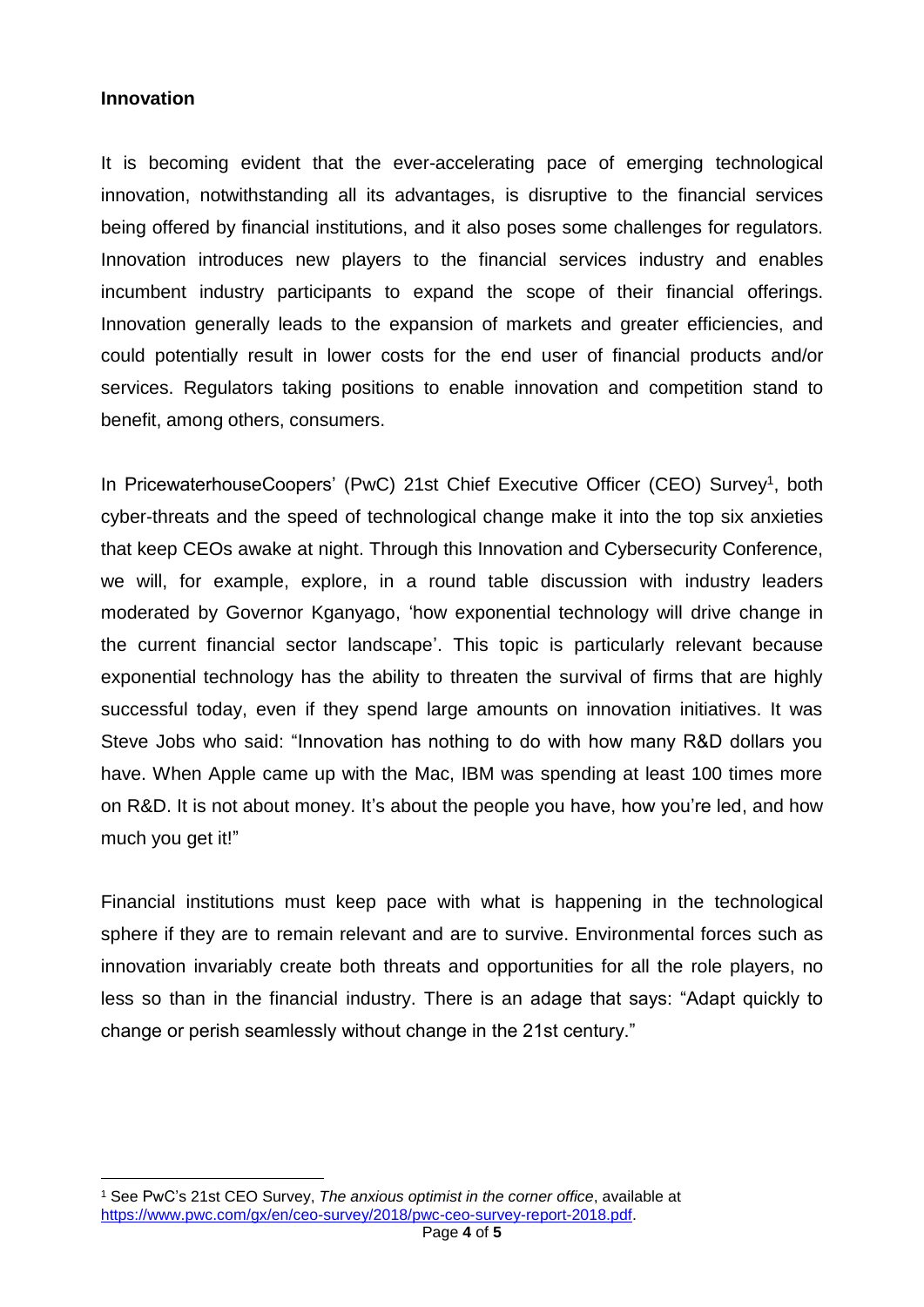**Innovation**

It is becoming evident that the ever-accelerating pace of emerging technological innovation, notwithstanding all its advantages, is disruptive to the financial services being offered by financial institutions, and it also poses some challenges for regulators. Innovation introduces new players to the financial services industry and enables incumbent industry participants to expand the scope of their financial offerings. Innovation generally leads to the expansion of markets and greater efficiencies, and could potentially result in lower costs for the end user of financial products and/or services. Regulators taking positions to enable innovation and competition stand to benefit, among others, consumers.

In PricewaterhouseCoopers' (PwC) 21st Chief Executive Officer (CEO) Survey[1], both cyber-threats and the speed of technological change make it into the top six anxieties that keep CEOs awake at night. Through this Innovation and Cybersecurity Conference, we will, for example, explore, in a round table discussion with industry leaders moderated by Governor Kganyago, 'how exponential technology will drive change in the current financial sector landscape'. This topic is particularly relevant because exponential technology has the ability to threaten the survival of firms that are highly successful today, even if they spend large amounts on innovation initiatives. It was Steve Jobs who said: "Innovation has nothing to do with how many R&D dollars you have. When Apple came up with the Mac, IBM was spending at least 100 times more on R&D. It is not about money. It's about the people you have, how you're led, and how much you get it!"

Financial institutions must keep pace with what is happening in the technological sphere if they are to remain relevant and are to survive. Environmental forces such as innovation invariably create both threats and opportunities for all the role players, no less so than in the financial industry. There is an adage that says: "Adapt quickly to change or perish seamlessly without change in the 21st century."

[1] See PwC's 21st CEO Survey, *The anxious optimist in the corner office*, available at https://www.pwc.com/gx/en/ceo-survey/2018/pwc-ceo-survey-report-2018.pdf.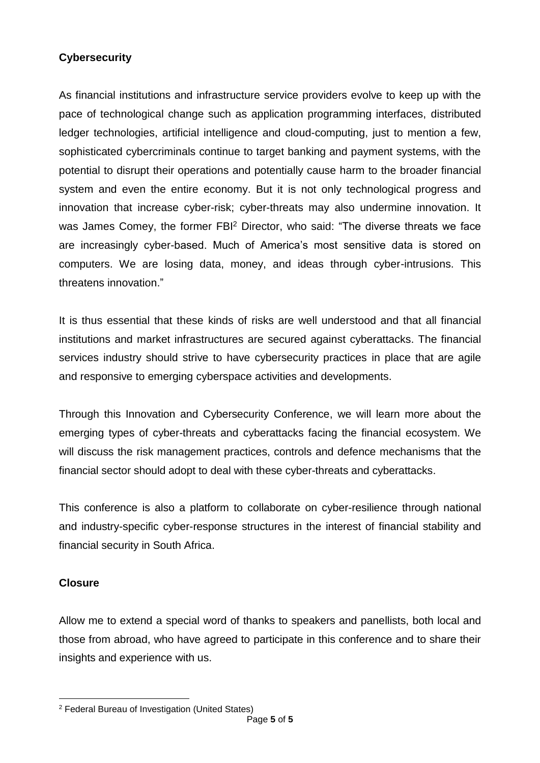## Cybersecurity

As financial institutions and infrastructure service providers evolve to keep up with the pace of technological change such as application programming interfaces, distributed ledger technologies, artificial intelligence and cloud-computing, just to mention a few, sophisticated cybercriminals continue to target banking and payment systems, with the potential to disrupt their operations and potentially cause harm to the broader financial system and even the entire economy. But it is not only technological progress and innovation that increase cyber-risk; cyber-threats may also undermine innovation. It was James Comey, the former FBI[2] Director, who said: "The diverse threats we face are increasingly cyber-based. Much of America's most sensitive data is stored on computers. We are losing data, money, and ideas through cyber-intrusions. This threatens innovation."

It is thus essential that these kinds of risks are well understood and that all financial institutions and market infrastructures are secured against cyberattacks. The financial services industry should strive to have cybersecurity practices in place that are agile and responsive to emerging cyberspace activities and developments.

Through this Innovation and Cybersecurity Conference, we will learn more about the emerging types of cyber-threats and cyberattacks facing the financial ecosystem. We will discuss the risk management practices, controls and defence mechanisms that the financial sector should adopt to deal with these cyber-threats and cyberattacks.

This conference is also a platform to collaborate on cyber-resilience through national and industry-specific cyber-response structures in the interest of financial stability and financial security in South Africa.

## Closure

Allow me to extend a special word of thanks to speakers and panellists, both local and those from abroad, who have agreed to participate in this conference and to share their insights and experience with us.

---

[2] Federal Bureau of Investigation (United States)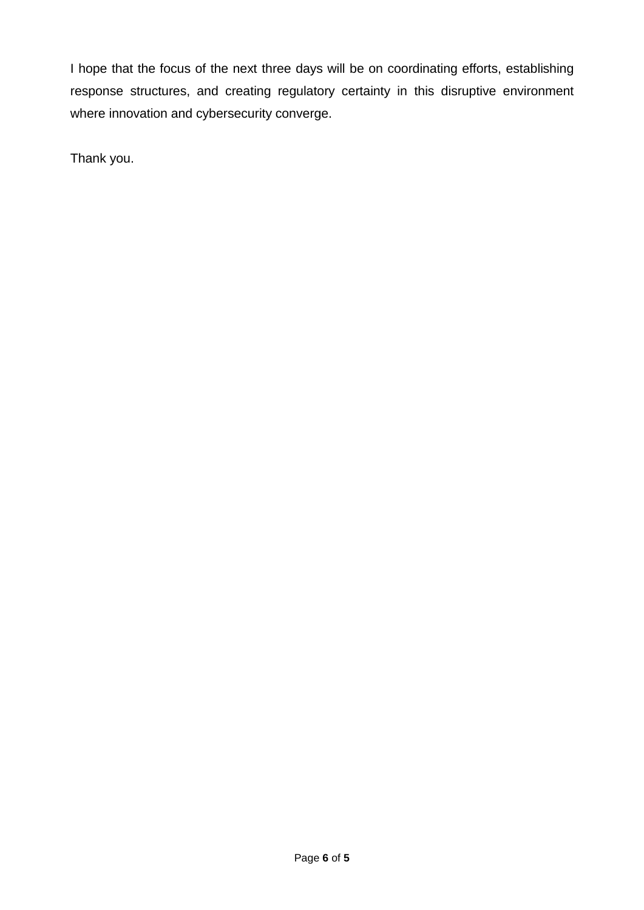I hope that the focus of the next three days will be on coordinating efforts, establishing response structures, and creating regulatory certainty in this disruptive environment where innovation and cybersecurity converge.

Thank you.